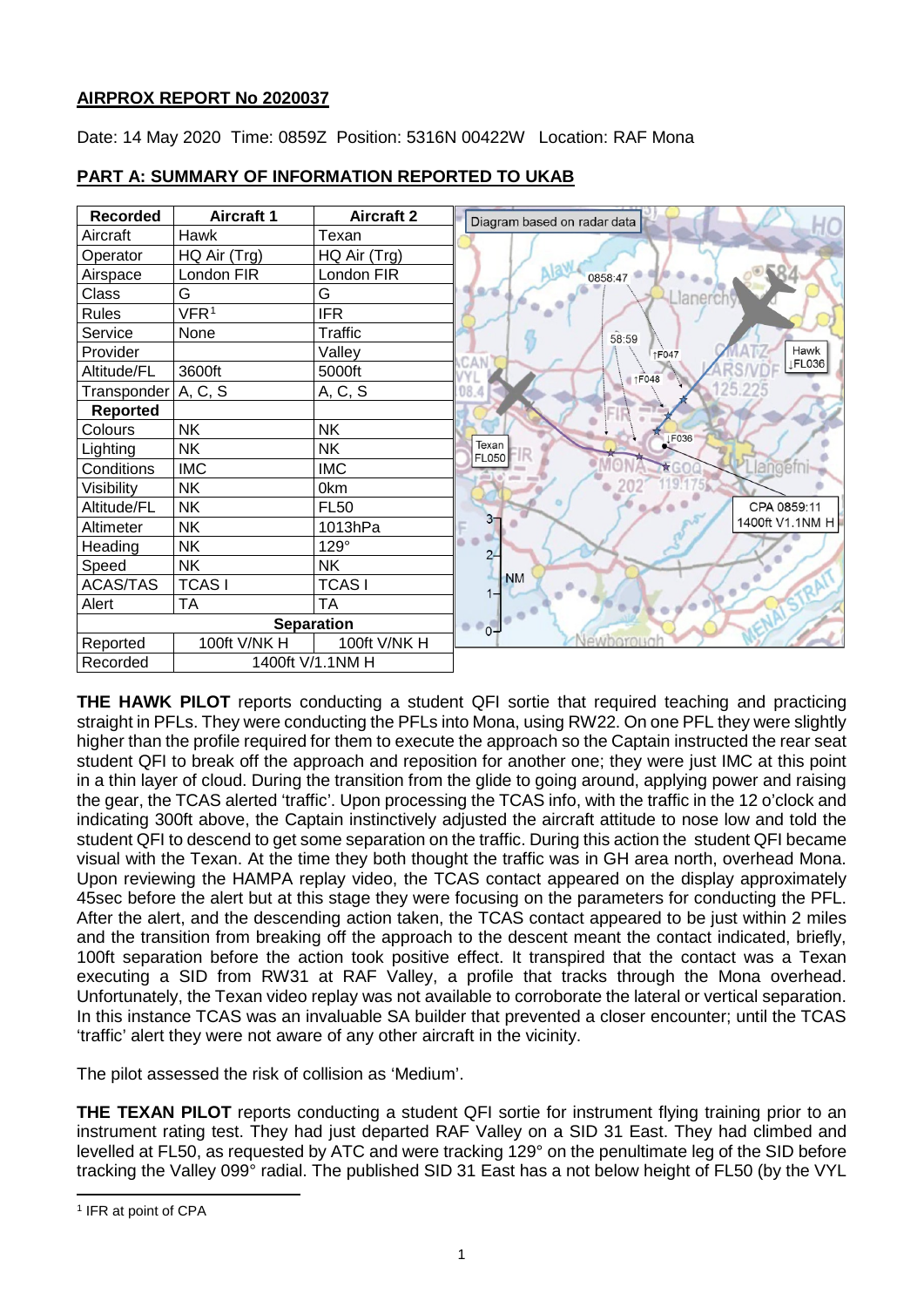## AIRPROX REPORT No 2020037

Date: 14 May 2020 Time: 0859Z Position: 5316N 00422W Location: RAF Mona

## PART A: SUMMARY OF INFORMATION REPORTED TO UKAB

| Recorded | Aircraft 1 | Aircraft 2 |
|---|---|---|
| Aircraft | Hawk | Texan |
| Operator | HQ Air (Trg) | HQ Air (Trg) |
| Airspace | London FIR | London FIR |
| Class | G | G |
| Rules | VFR[1] | IFR |
| Service | None | Traffic |
| Provider | | Valley |
| Altitude/FL | 3600ft | 5000ft |
| Transponder | A, C, S | A, C, S |
| **Reported** | | |
| Colours | NK | NK |
| Lighting | NK | NK |
| Conditions | IMC | IMC |
| Visibility | NK | 0km |
| Altitude/FL | NK | FL50 |
| Altimeter | NK | 1013hPa |
| Heading | NK | 129° |
| Speed | NK | NK |
| ACAS/TAS | TCAS I | TCAS I |
| Alert | TA | TA |
| **Separation** | | |
| Reported | 100ft V/NK H | 100ft V/NK H |
| Recorded | 1400ft V/1.1NM H | |

Diagram based on radar data

0858:47
58:59
↑F047
↑F048
↓F036
Hawk
↓FL036
Texan
FL050
CPA 0859:11
1400ft V1.1NM H
NM
0
1
2
3

**THE HAWK PILOT** reports conducting a student QFI sortie that required teaching and practicing straight in PFLs. They were conducting the PFLs into Mona, using RW22. On one PFL they were slightly higher than the profile required for them to execute the approach so the Captain instructed the rear seat student QFI to break off the approach and reposition for another one; they were just IMC at this point in a thin layer of cloud. During the transition from the glide to going around, applying power and raising the gear, the TCAS alerted 'traffic'. Upon processing the TCAS info, with the traffic in the 12 o'clock and indicating 300ft above, the Captain instinctively adjusted the aircraft attitude to nose low and told the student QFI to descend to get some separation on the traffic. During this action the student QFI became visual with the Texan. At the time they both thought the traffic was in GH area north, overhead Mona. Upon reviewing the HAMPA replay video, the TCAS contact appeared on the display approximately 45sec before the alert but at this stage they were focusing on the parameters for conducting the PFL. After the alert, and the descending action taken, the TCAS contact appeared to be just within 2 miles and the transition from breaking off the approach to the descent meant the contact indicated, briefly, 100ft separation before the action took positive effect. It transpired that the contact was a Texan executing a SID from RW31 at RAF Valley, a profile that tracks through the Mona overhead. Unfortunately, the Texan video replay was not available to corroborate the lateral or vertical separation. In this instance TCAS was an invaluable SA builder that prevented a closer encounter; until the TCAS 'traffic' alert they were not aware of any other aircraft in the vicinity.

The pilot assessed the risk of collision as 'Medium'.

**THE TEXAN PILOT** reports conducting a student QFI sortie for instrument flying training prior to an instrument rating test. They had just departed RAF Valley on a SID 31 East. They had climbed and levelled at FL50, as requested by ATC and were tracking 129° on the penultimate leg of the SID before tracking the Valley 099° radial. The published SID 31 East has a not below height of FL50 (by the VYL

[1] IFR at point of CPA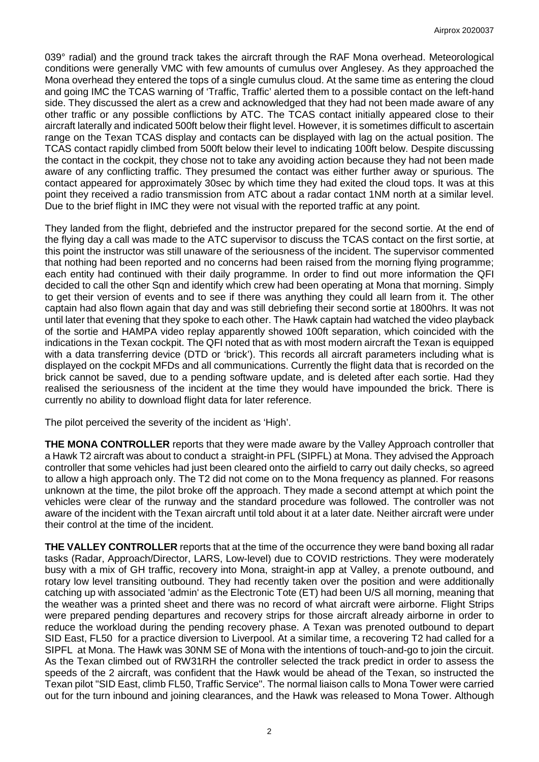039° radial) and the ground track takes the aircraft through the RAF Mona overhead. Meteorological conditions were generally VMC with few amounts of cumulus over Anglesey. As they approached the Mona overhead they entered the tops of a single cumulus cloud. At the same time as entering the cloud and going IMC the TCAS warning of 'Traffic, Traffic' alerted them to a possible contact on the left-hand side. They discussed the alert as a crew and acknowledged that they had not been made aware of any other traffic or any possible conflictions by ATC. The TCAS contact initially appeared close to their aircraft laterally and indicated 500ft below their flight level. However, it is sometimes difficult to ascertain range on the Texan TCAS display and contacts can be displayed with lag on the actual position. The TCAS contact rapidly climbed from 500ft below their level to indicating 100ft below. Despite discussing the contact in the cockpit, they chose not to take any avoiding action because they had not been made aware of any conflicting traffic. They presumed the contact was either further away or spurious. The contact appeared for approximately 30sec by which time they had exited the cloud tops. It was at this point they received a radio transmission from ATC about a radar contact 1NM north at a similar level. Due to the brief flight in IMC they were not visual with the reported traffic at any point.

They landed from the flight, debriefed and the instructor prepared for the second sortie. At the end of the flying day a call was made to the ATC supervisor to discuss the TCAS contact on the first sortie, at this point the instructor was still unaware of the seriousness of the incident. The supervisor commented that nothing had been reported and no concerns had been raised from the morning flying programme; each entity had continued with their daily programme. In order to find out more information the QFI decided to call the other Sqn and identify which crew had been operating at Mona that morning. Simply to get their version of events and to see if there was anything they could all learn from it. The other captain had also flown again that day and was still debriefing their second sortie at 1800hrs. It was not until later that evening that they spoke to each other. The Hawk captain had watched the video playback of the sortie and HAMPA video replay apparently showed 100ft separation, which coincided with the indications in the Texan cockpit. The QFI noted that as with most modern aircraft the Texan is equipped with a data transferring device (DTD or 'brick'). This records all aircraft parameters including what is displayed on the cockpit MFDs and all communications. Currently the flight data that is recorded on the brick cannot be saved, due to a pending software update, and is deleted after each sortie. Had they realised the seriousness of the incident at the time they would have impounded the brick. There is currently no ability to download flight data for later reference.

The pilot perceived the severity of the incident as 'High'.

**THE MONA CONTROLLER** reports that they were made aware by the Valley Approach controller that a Hawk T2 aircraft was about to conduct a straight-in PFL (SIPFL) at Mona. They advised the Approach controller that some vehicles had just been cleared onto the airfield to carry out daily checks, so agreed to allow a high approach only. The T2 did not come on to the Mona frequency as planned. For reasons unknown at the time, the pilot broke off the approach. They made a second attempt at which point the vehicles were clear of the runway and the standard procedure was followed. The controller was not aware of the incident with the Texan aircraft until told about it at a later date. Neither aircraft were under their control at the time of the incident.

**THE VALLEY CONTROLLER** reports that at the time of the occurrence they were band boxing all radar tasks (Radar, Approach/Director, LARS, Low-level) due to COVID restrictions. They were moderately busy with a mix of GH traffic, recovery into Mona, straight-in app at Valley, a prenote outbound, and rotary low level transiting outbound. They had recently taken over the position and were additionally catching up with associated 'admin' as the Electronic Tote (ET) had been U/S all morning, meaning that the weather was a printed sheet and there was no record of what aircraft were airborne. Flight Strips were prepared pending departures and recovery strips for those aircraft already airborne in order to reduce the workload during the pending recovery phase. A Texan was prenoted outbound to depart SID East, FL50 for a practice diversion to Liverpool. At a similar time, a recovering T2 had called for a SIPFL at Mona. The Hawk was 30NM SE of Mona with the intentions of touch-and-go to join the circuit. As the Texan climbed out of RW31RH the controller selected the track predict in order to assess the speeds of the 2 aircraft, was confident that the Hawk would be ahead of the Texan, so instructed the Texan pilot "SID East, climb FL50, Traffic Service". The normal liaison calls to Mona Tower were carried out for the turn inbound and joining clearances, and the Hawk was released to Mona Tower. Although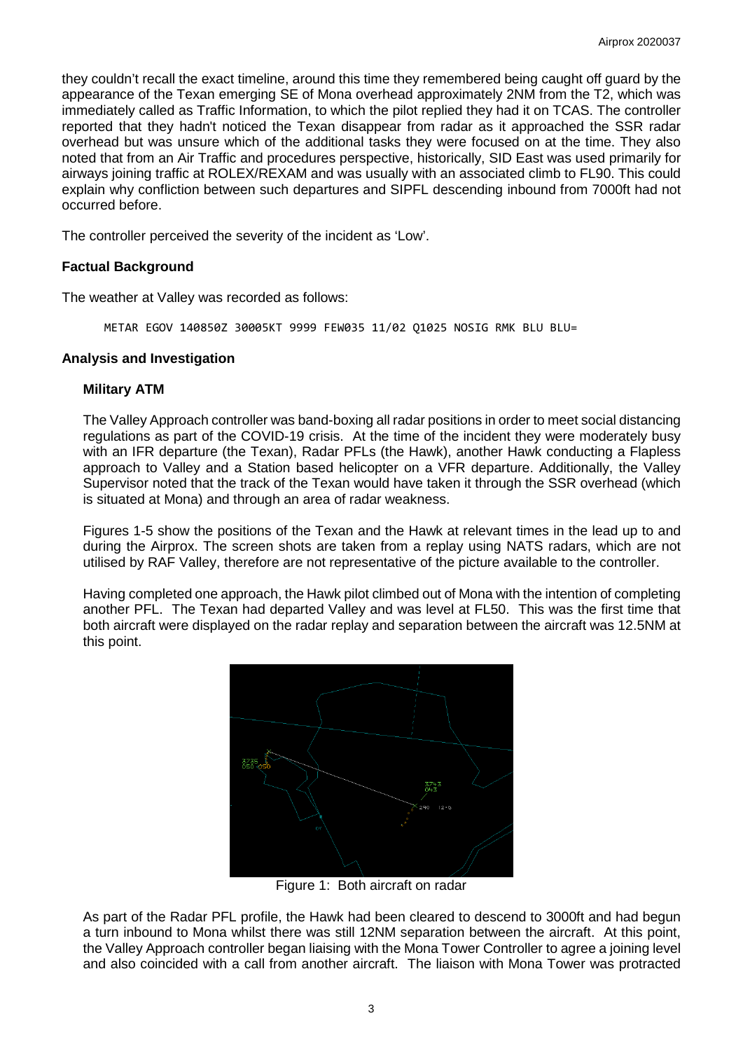they couldn't recall the exact timeline, around this time they remembered being caught off guard by the appearance of the Texan emerging SE of Mona overhead approximately 2NM from the T2, which was immediately called as Traffic Information, to which the pilot replied they had it on TCAS. The controller reported that they hadn't noticed the Texan disappear from radar as it approached the SSR radar overhead but was unsure which of the additional tasks they were focused on at the time. They also noted that from an Air Traffic and procedures perspective, historically, SID East was used primarily for airways joining traffic at ROLEX/REXAM and was usually with an associated climb to FL90. This could explain why confliction between such departures and SIPFL descending inbound from 7000ft had not occurred before.

The controller perceived the severity of the incident as 'Low'.

## Factual Background

The weather at Valley was recorded as follows:

```
METAR EGOV 140850Z 30005KT 9999 FEW035 11/02 Q1025 NOSIG RMK BLU BLU=
```

## Analysis and Investigation

### Military ATM

The Valley Approach controller was band-boxing all radar positions in order to meet social distancing regulations as part of the COVID-19 crisis. At the time of the incident they were moderately busy with an IFR departure (the Texan), Radar PFLs (the Hawk), another Hawk conducting a Flapless approach to Valley and a Station based helicopter on a VFR departure. Additionally, the Valley Supervisor noted that the track of the Texan would have taken it through the SSR overhead (which is situated at Mona) and through an area of radar weakness.

Figures 1-5 show the positions of the Texan and the Hawk at relevant times in the lead up to and during the Airprox. The screen shots are taken from a replay using NATS radars, which are not utilised by RAF Valley, therefore are not representative of the picture available to the controller.

Having completed one approach, the Hawk pilot climbed out of Mona with the intention of completing another PFL. The Texan had departed Valley and was level at FL50. This was the first time that both aircraft were displayed on the radar replay and separation between the aircraft was 12.5NM at this point.

Figure 1: Both aircraft on radar

As part of the Radar PFL profile, the Hawk had been cleared to descend to 3000ft and had begun a turn inbound to Mona whilst there was still 12NM separation between the aircraft. At this point, the Valley Approach controller began liaising with the Mona Tower Controller to agree a joining level and also coincided with a call from another aircraft. The liaison with Mona Tower was protracted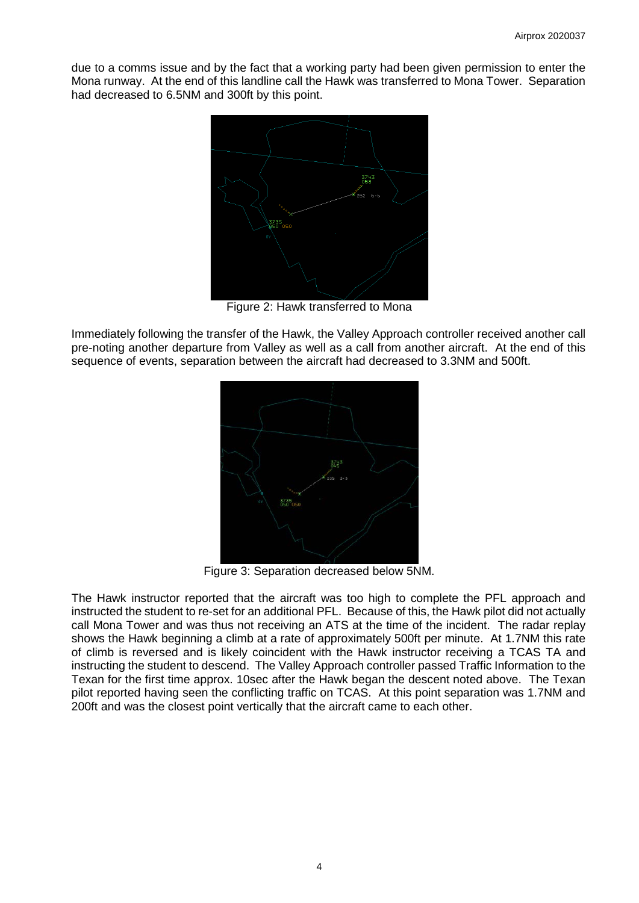due to a comms issue and by the fact that a working party had been given permission to enter the Mona runway. At the end of this landline call the Hawk was transferred to Mona Tower. Separation had decreased to 6.5NM and 300ft by this point.

Figure 2: Hawk transferred to Mona

Immediately following the transfer of the Hawk, the Valley Approach controller received another call pre-noting another departure from Valley as well as a call from another aircraft. At the end of this sequence of events, separation between the aircraft had decreased to 3.3NM and 500ft.

Figure 3: Separation decreased below 5NM.

The Hawk instructor reported that the aircraft was too high to complete the PFL approach and instructed the student to re-set for an additional PFL. Because of this, the Hawk pilot did not actually call Mona Tower and was thus not receiving an ATS at the time of the incident. The radar replay shows the Hawk beginning a climb at a rate of approximately 500ft per minute. At 1.7NM this rate of climb is reversed and is likely coincident with the Hawk instructor receiving a TCAS TA and instructing the student to descend. The Valley Approach controller passed Traffic Information to the Texan for the first time approx. 10sec after the Hawk began the descent noted above. The Texan pilot reported having seen the conflicting traffic on TCAS. At this point separation was 1.7NM and 200ft and was the closest point vertically that the aircraft came to each other.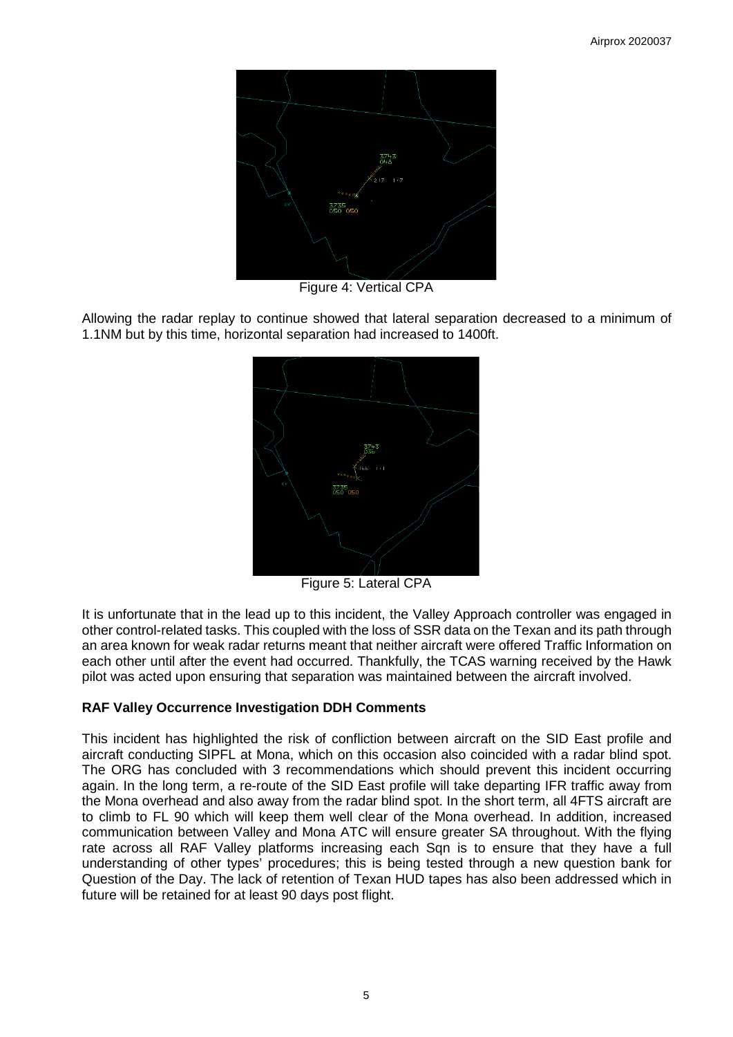Figure 4: Vertical CPA

Allowing the radar replay to continue showed that lateral separation decreased to a minimum of 1.1NM but by this time, horizontal separation had increased to 1400ft.

Figure 5: Lateral CPA

It is unfortunate that in the lead up to this incident, the Valley Approach controller was engaged in other control-related tasks. This coupled with the loss of SSR data on the Texan and its path through an area known for weak radar returns meant that neither aircraft were offered Traffic Information on each other until after the event had occurred. Thankfully, the TCAS warning received by the Hawk pilot was acted upon ensuring that separation was maintained between the aircraft involved.

## RAF Valley Occurrence Investigation DDH Comments

This incident has highlighted the risk of confliction between aircraft on the SID East profile and aircraft conducting SIPFL at Mona, which on this occasion also coincided with a radar blind spot. The ORG has concluded with 3 recommendations which should prevent this incident occurring again. In the long term, a re-route of the SID East profile will take departing IFR traffic away from the Mona overhead and also away from the radar blind spot. In the short term, all 4FTS aircraft are to climb to FL 90 which will keep them well clear of the Mona overhead. In addition, increased communication between Valley and Mona ATC will ensure greater SA throughout. With the flying rate across all RAF Valley platforms increasing each Sqn is to ensure that they have a full understanding of other types' procedures; this is being tested through a new question bank for Question of the Day. The lack of retention of Texan HUD tapes has also been addressed which in future will be retained for at least 90 days post flight.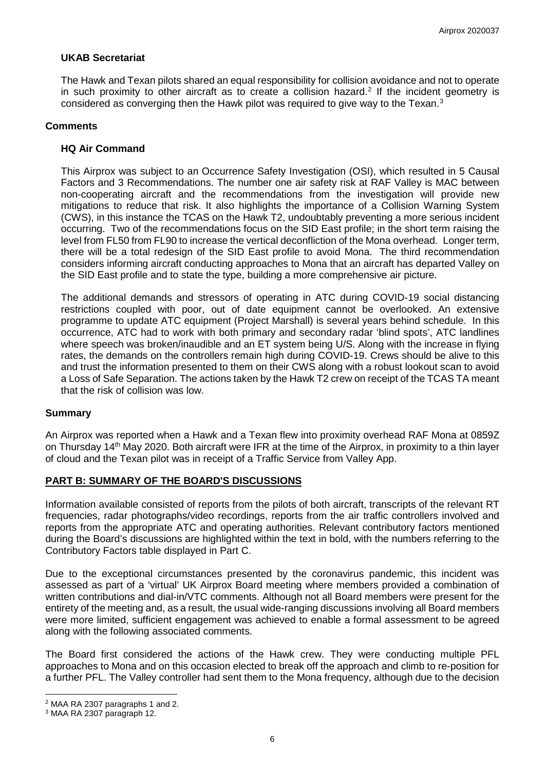### UKAB Secretariat

The Hawk and Texan pilots shared an equal responsibility for collision avoidance and not to operate in such proximity to other aircraft as to create a collision hazard.[2] If the incident geometry is considered as converging then the Hawk pilot was required to give way to the Texan.[3]

## Comments

### HQ Air Command

This Airprox was subject to an Occurrence Safety Investigation (OSI), which resulted in 5 Causal Factors and 3 Recommendations. The number one air safety risk at RAF Valley is MAC between non-cooperating aircraft and the recommendations from the investigation will provide new mitigations to reduce that risk. It also highlights the importance of a Collision Warning System (CWS), in this instance the TCAS on the Hawk T2, undoubtably preventing a more serious incident occurring. Two of the recommendations focus on the SID East profile; in the short term raising the level from FL50 from FL90 to increase the vertical deconfliction of the Mona overhead. Longer term, there will be a total redesign of the SID East profile to avoid Mona. The third recommendation considers informing aircraft conducting approaches to Mona that an aircraft has departed Valley on the SID East profile and to state the type, building a more comprehensive air picture.

The additional demands and stressors of operating in ATC during COVID-19 social distancing restrictions coupled with poor, out of date equipment cannot be overlooked. An extensive programme to update ATC equipment (Project Marshall) is several years behind schedule. In this occurrence, ATC had to work with both primary and secondary radar 'blind spots', ATC landlines where speech was broken/inaudible and an ET system being U/S. Along with the increase in flying rates, the demands on the controllers remain high during COVID-19. Crews should be alive to this and trust the information presented to them on their CWS along with a robust lookout scan to avoid a Loss of Safe Separation. The actions taken by the Hawk T2 crew on receipt of the TCAS TA meant that the risk of collision was low.

### Summary

An Airprox was reported when a Hawk and a Texan flew into proximity overhead RAF Mona at 0859Z on Thursday 14th May 2020. Both aircraft were IFR at the time of the Airprox, in proximity to a thin layer of cloud and the Texan pilot was in receipt of a Traffic Service from Valley App.

## PART B: SUMMARY OF THE BOARD'S DISCUSSIONS

Information available consisted of reports from the pilots of both aircraft, transcripts of the relevant RT frequencies, radar photographs/video recordings, reports from the air traffic controllers involved and reports from the appropriate ATC and operating authorities. Relevant contributory factors mentioned during the Board's discussions are highlighted within the text in bold, with the numbers referring to the Contributory Factors table displayed in Part C.

Due to the exceptional circumstances presented by the coronavirus pandemic, this incident was assessed as part of a 'virtual' UK Airprox Board meeting where members provided a combination of written contributions and dial-in/VTC comments. Although not all Board members were present for the entirety of the meeting and, as a result, the usual wide-ranging discussions involving all Board members were more limited, sufficient engagement was achieved to enable a formal assessment to be agreed along with the following associated comments.

The Board first considered the actions of the Hawk crew. They were conducting multiple PFL approaches to Mona and on this occasion elected to break off the approach and climb to re-position for a further PFL. The Valley controller had sent them to the Mona frequency, although due to the decision

---

[2] MAA RA 2307 paragraphs 1 and 2.

[3] MAA RA 2307 paragraph 12.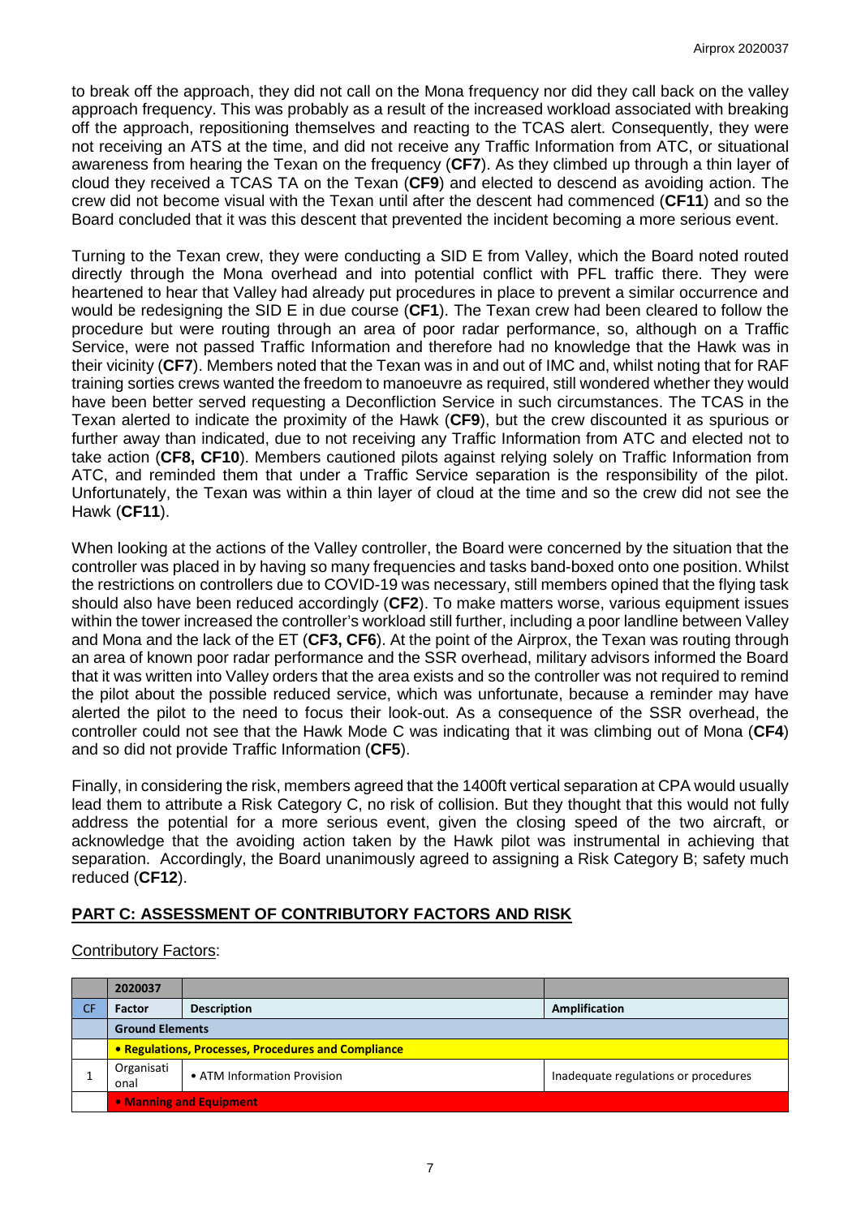to break off the approach, they did not call on the Mona frequency nor did they call back on the valley approach frequency. This was probably as a result of the increased workload associated with breaking off the approach, repositioning themselves and reacting to the TCAS alert. Consequently, they were not receiving an ATS at the time, and did not receive any Traffic Information from ATC, or situational awareness from hearing the Texan on the frequency (**CF7**). As they climbed up through a thin layer of cloud they received a TCAS TA on the Texan (**CF9**) and elected to descend as avoiding action. The crew did not become visual with the Texan until after the descent had commenced (**CF11**) and so the Board concluded that it was this descent that prevented the incident becoming a more serious event.

Turning to the Texan crew, they were conducting a SID E from Valley, which the Board noted routed directly through the Mona overhead and into potential conflict with PFL traffic there. They were heartened to hear that Valley had already put procedures in place to prevent a similar occurrence and would be redesigning the SID E in due course (**CF1**). The Texan crew had been cleared to follow the procedure but were routing through an area of poor radar performance, so, although on a Traffic Service, were not passed Traffic Information and therefore had no knowledge that the Hawk was in their vicinity (**CF7**). Members noted that the Texan was in and out of IMC and, whilst noting that for RAF training sorties crews wanted the freedom to manoeuvre as required, still wondered whether they would have been better served requesting a Deconfliction Service in such circumstances. The TCAS in the Texan alerted to indicate the proximity of the Hawk (**CF9**), but the crew discounted it as spurious or further away than indicated, due to not receiving any Traffic Information from ATC and elected not to take action (**CF8, CF10**). Members cautioned pilots against relying solely on Traffic Information from ATC, and reminded them that under a Traffic Service separation is the responsibility of the pilot. Unfortunately, the Texan was within a thin layer of cloud at the time and so the crew did not see the Hawk (**CF11**).

When looking at the actions of the Valley controller, the Board were concerned by the situation that the controller was placed in by having so many frequencies and tasks band-boxed onto one position. Whilst the restrictions on controllers due to COVID-19 was necessary, still members opined that the flying task should also have been reduced accordingly (**CF2**). To make matters worse, various equipment issues within the tower increased the controller's workload still further, including a poor landline between Valley and Mona and the lack of the ET (**CF3, CF6**). At the point of the Airprox, the Texan was routing through an area of known poor radar performance and the SSR overhead, military advisors informed the Board that it was written into Valley orders that the area exists and so the controller was not required to remind the pilot about the possible reduced service, which was unfortunate, because a reminder may have alerted the pilot to the need to focus their look-out. As a consequence of the SSR overhead, the controller could not see that the Hawk Mode C was indicating that it was climbing out of Mona (**CF4**) and so did not provide Traffic Information (**CF5**).

Finally, in considering the risk, members agreed that the 1400ft vertical separation at CPA would usually lead them to attribute a Risk Category C, no risk of collision. But they thought that this would not fully address the potential for a more serious event, given the closing speed of the two aircraft, or acknowledge that the avoiding action taken by the Hawk pilot was instrumental in achieving that separation. Accordingly, the Board unanimously agreed to assigning a Risk Category B; safety much reduced (**CF12**).

## PART C: ASSESSMENT OF CONTRIBUTORY FACTORS AND RISK

Contributory Factors:

| | 2020037 | | |
|---|---|---|---|
| CF | Factor | Description | Amplification |
| | Ground Elements | | |
| | • Regulations, Processes, Procedures and Compliance | | |
| 1 | Organisational | • ATM Information Provision | Inadequate regulations or procedures |
| | • Manning and Equipment | | |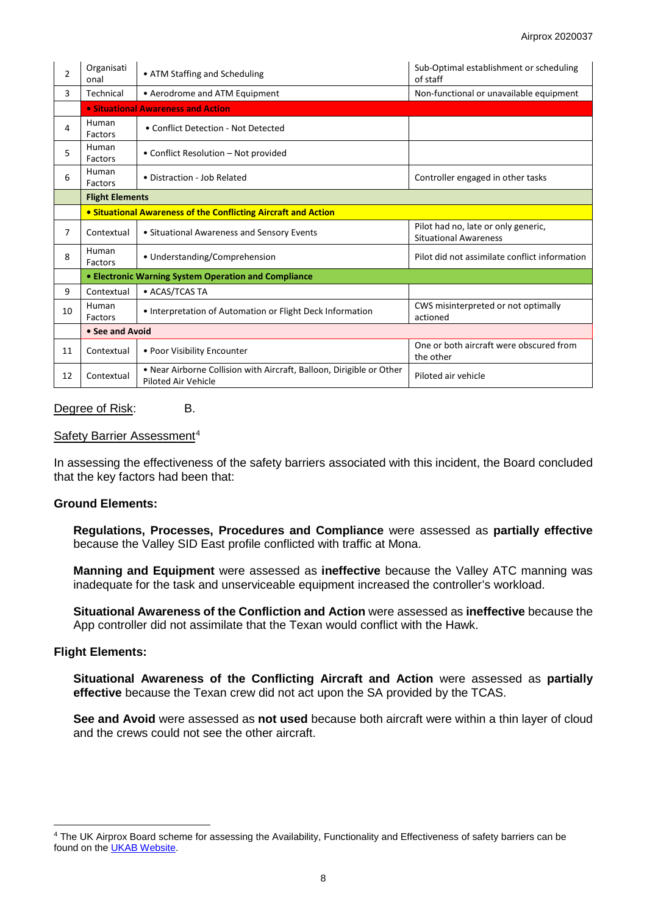| | | | |
|---|---|---|---|
| 2 | Organisational | • ATM Staffing and Scheduling | Sub-Optimal establishment or scheduling of staff |
| 3 | Technical | • Aerodrome and ATM Equipment | Non-functional or unavailable equipment |
| | **• Situational Awareness and Action** | | |
| 4 | Human Factors | • Conflict Detection - Not Detected | |
| 5 | Human Factors | • Conflict Resolution – Not provided | |
| 6 | Human Factors | • Distraction - Job Related | Controller engaged in other tasks |
| | **Flight Elements** | | |
| | **• Situational Awareness of the Conflicting Aircraft and Action** | | |
| 7 | Contextual | • Situational Awareness and Sensory Events | Pilot had no, late or only generic, Situational Awareness |
| 8 | Human Factors | • Understanding/Comprehension | Pilot did not assimilate conflict information |
| | **• Electronic Warning System Operation and Compliance** | | |
| 9 | Contextual | • ACAS/TCAS TA | |
| 10 | Human Factors | • Interpretation of Automation or Flight Deck Information | CWS misinterpreted or not optimally actioned |
| | **• See and Avoid** | | |
| 11 | Contextual | • Poor Visibility Encounter | One or both aircraft were obscured from the other |
| 12 | Contextual | • Near Airborne Collision with Aircraft, Balloon, Dirigible or Other Piloted Air Vehicle | Piloted air vehicle |

Degree of Risk: B.

Safety Barrier Assessment[4]

In assessing the effectiveness of the safety barriers associated with this incident, the Board concluded that the key factors had been that:

**Ground Elements:**

**Regulations, Processes, Procedures and Compliance** were assessed as **partially effective** because the Valley SID East profile conflicted with traffic at Mona.

**Manning and Equipment** were assessed as **ineffective** because the Valley ATC manning was inadequate for the task and unserviceable equipment increased the controller's workload.

**Situational Awareness of the Confliction and Action** were assessed as **ineffective** because the App controller did not assimilate that the Texan would conflict with the Hawk.

**Flight Elements:**

**Situational Awareness of the Conflicting Aircraft and Action** were assessed as **partially effective** because the Texan crew did not act upon the SA provided by the TCAS.

**See and Avoid** were assessed as **not used** because both aircraft were within a thin layer of cloud and the crews could not see the other aircraft.

[4] The UK Airprox Board scheme for assessing the Availability, Functionality and Effectiveness of safety barriers can be found on the UKAB Website.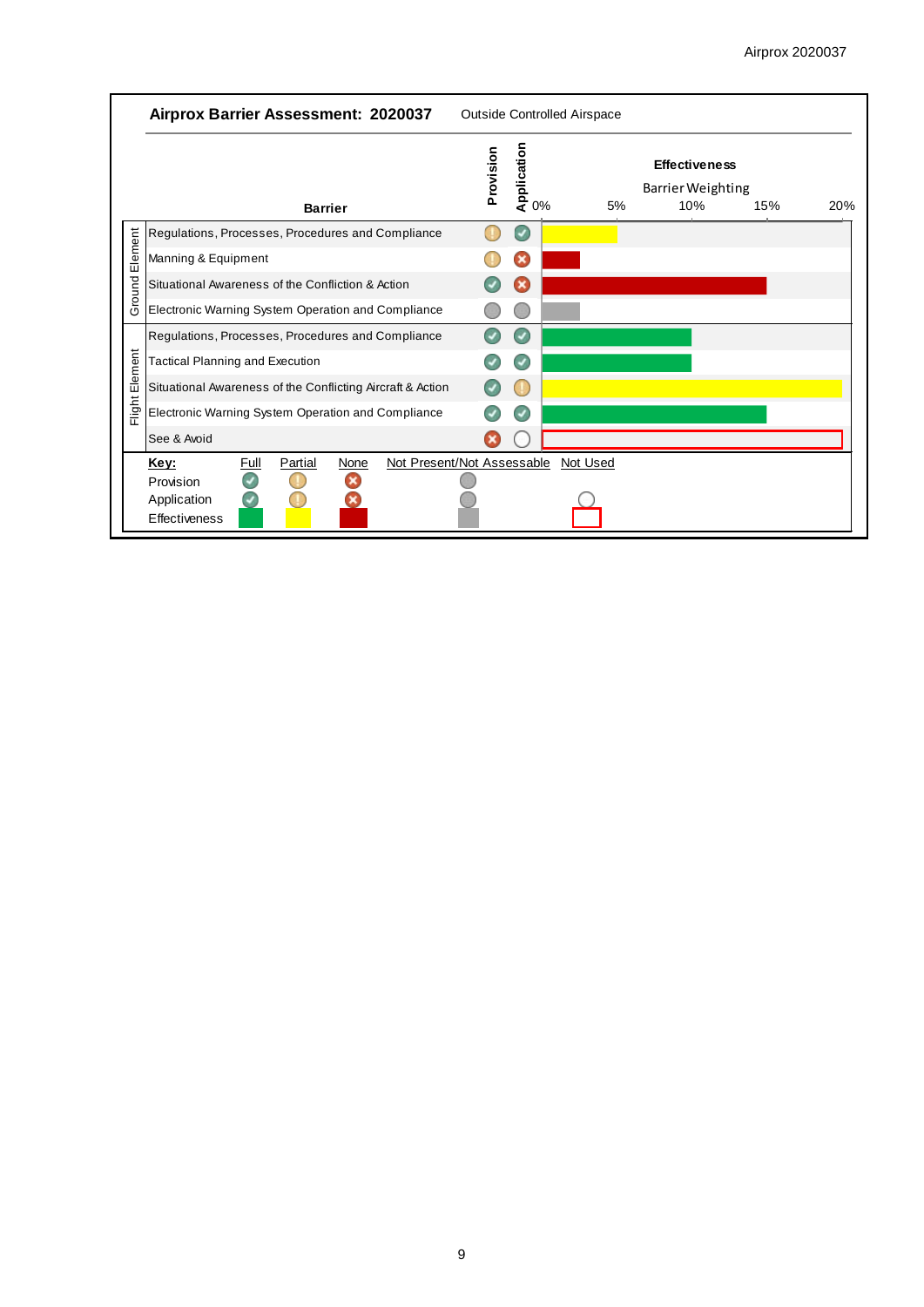## Airprox Barrier Assessment: 2020037

Outside Controlled Airspace

| | Barrier | Provision | Application |
|---|---|---|---|
| Ground Element | Regulations, Processes, Procedures and Compliance | Partial | Full |
| | Manning & Equipment | Partial | None |
| | Situational Awareness of the Confliction & Action | Full | None |
| | Electronic Warning System Operation and Compliance | Not Present/Not Assessable | Not Present/Not Assessable |
| Flight Element | Regulations, Processes, Procedures and Compliance | Full | Full |
| | Tactical Planning and Execution | Full | Full |
| | Situational Awareness of the Conflicting Aircraft & Action | Full | Partial |
| | Electronic Warning System Operation and Compliance | Full | Full |
| | See & Avoid | None | Not Used |

Effectiveness

Barrier Weighting

0% 5% 10% 15% 20%

**Key:** Full, Partial, None, Not Present/Not Assessable, Not Used

Provision

Application

Effectiveness